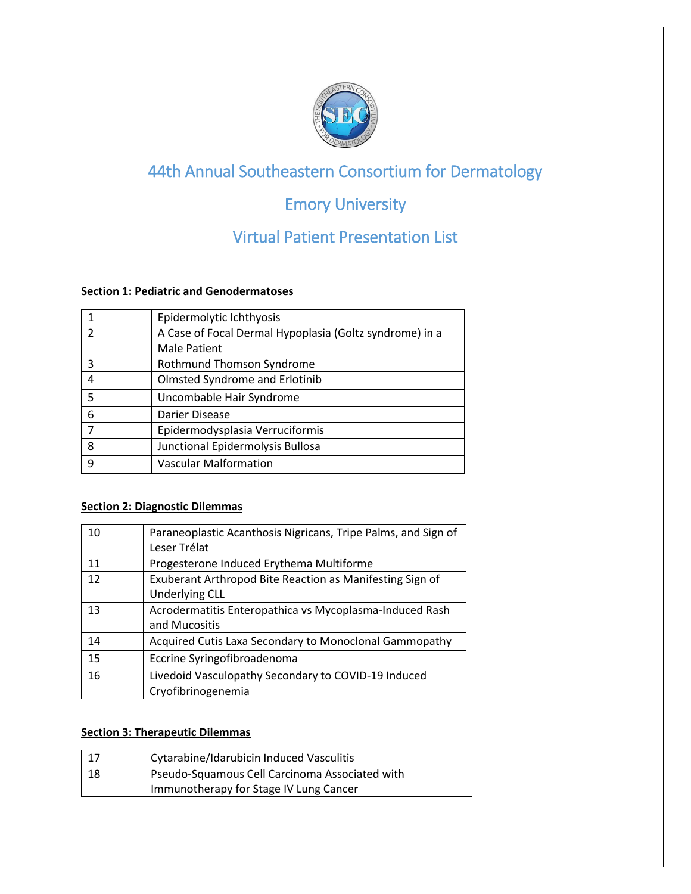# 44th Annual Southeastern Consortium for Dermatology

## Emory University

## Virtual Patient Presentation List

**Section 1: Pediatric and Genodermatoses**

| | |
|---|---|
| 1 | Epidermolytic Ichthyosis |
| 2 | A Case of Focal Dermal Hypoplasia (Goltz syndrome) in a Male Patient |
| 3 | Rothmund Thomson Syndrome |
| 4 | Olmsted Syndrome and Erlotinib |
| 5 | Uncombable Hair Syndrome |
| 6 | Darier Disease |
| 7 | Epidermodysplasia Verruciformis |
| 8 | Junctional Epidermolysis Bullosa |
| 9 | Vascular Malformation |

**Section 2: Diagnostic Dilemmas**

| | |
|---|---|
| 10 | Paraneoplastic Acanthosis Nigricans, Tripe Palms, and Sign of Leser Trélat |
| 11 | Progesterone Induced Erythema Multiforme |
| 12 | Exuberant Arthropod Bite Reaction as Manifesting Sign of Underlying CLL |
| 13 | Acrodermatitis Enteropathica vs Mycoplasma-Induced Rash and Mucositis |
| 14 | Acquired Cutis Laxa Secondary to Monoclonal Gammopathy |
| 15 | Eccrine Syringofibroadenoma |
| 16 | Livedoid Vasculopathy Secondary to COVID-19 Induced Cryofibrinogenemia |

**Section 3: Therapeutic Dilemmas**

| | |
|---|---|
| 17 | Cytarabine/Idarubicin Induced Vasculitis |
| 18 | Pseudo-Squamous Cell Carcinoma Associated with Immunotherapy for Stage IV Lung Cancer |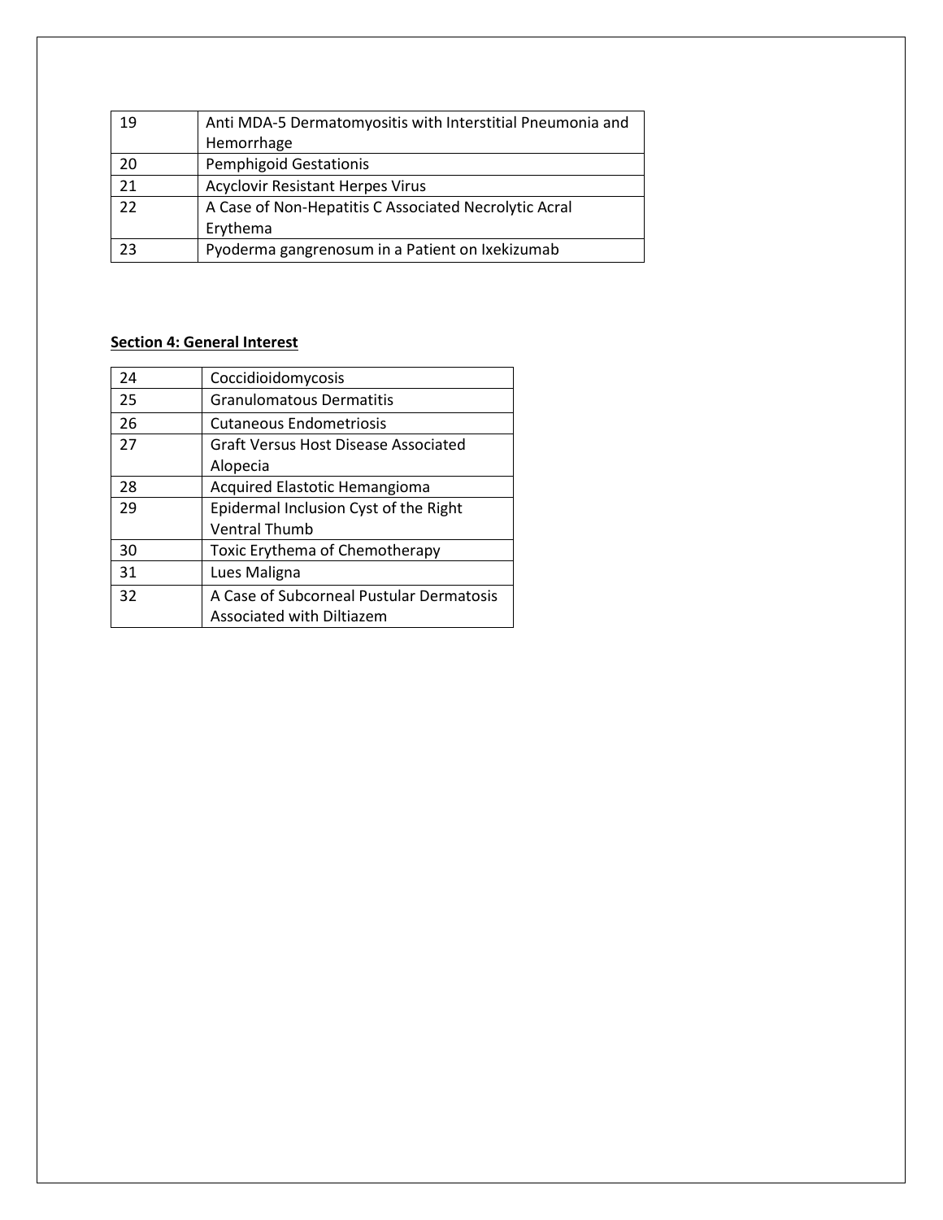| | |
|---|---|
| 19 | Anti MDA-5 Dermatomyositis with Interstitial Pneumonia and Hemorrhage |
| 20 | Pemphigoid Gestationis |
| 21 | Acyclovir Resistant Herpes Virus |
| 22 | A Case of Non-Hepatitis C Associated Necrolytic Acral Erythema |
| 23 | Pyoderma gangrenosum in a Patient on Ixekizumab |

**Section 4: General Interest**

| | |
|---|---|
| 24 | Coccidioidomycosis |
| 25 | Granulomatous Dermatitis |
| 26 | Cutaneous Endometriosis |
| 27 | Graft Versus Host Disease Associated Alopecia |
| 28 | Acquired Elastotic Hemangioma |
| 29 | Epidermal Inclusion Cyst of the Right Ventral Thumb |
| 30 | Toxic Erythema of Chemotherapy |
| 31 | Lues Maligna |
| 32 | A Case of Subcorneal Pustular Dermatosis Associated with Diltiazem |